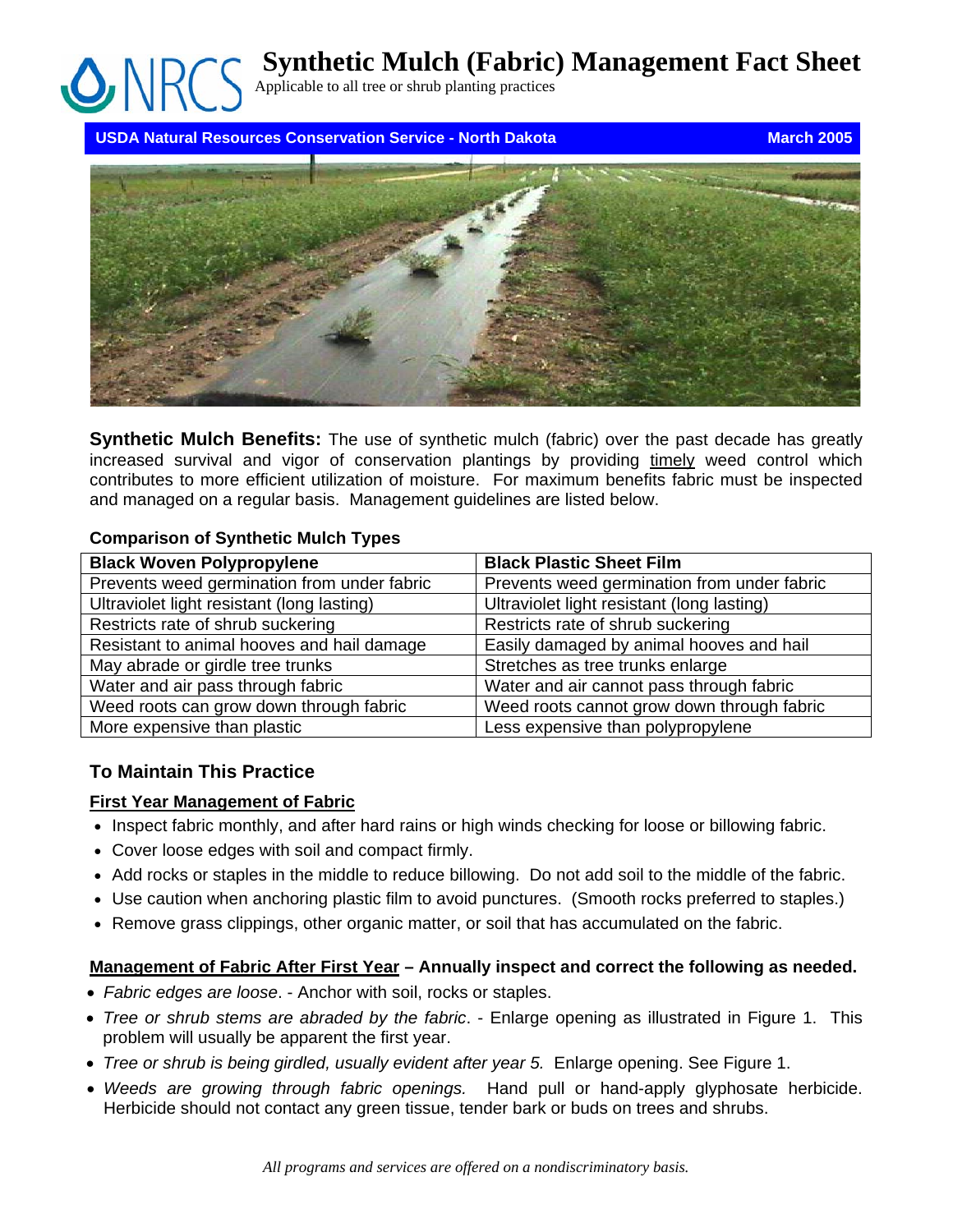# Synthetic Mulch (Fabric) Management Fact Sheet

Applicable to all tree or shrub planting practices

**USDA Natural Resources Conservation Service - North Dakota** **March 2005**

**Synthetic Mulch Benefits:** The use of synthetic mulch (fabric) over the past decade has greatly increased survival and vigor of conservation plantings by providing timely weed control which contributes to more efficient utilization of moisture. For maximum benefits fabric must be inspected and managed on a regular basis. Management guidelines are listed below.

**Comparison of Synthetic Mulch Types**

| **Black Woven Polypropylene** | **Black Plastic Sheet Film** |
|---|---|
| Prevents weed germination from under fabric | Prevents weed germination from under fabric |
| Ultraviolet light resistant (long lasting) | Ultraviolet light resistant (long lasting) |
| Restricts rate of shrub suckering | Restricts rate of shrub suckering |
| Resistant to animal hooves and hail damage | Easily damaged by animal hooves and hail |
| May abrade or girdle tree trunks | Stretches as tree trunks enlarge |
| Water and air pass through fabric | Water and air cannot pass through fabric |
| Weed roots can grow down through fabric | Weed roots cannot grow down through fabric |
| More expensive than plastic | Less expensive than polypropylene |

## To Maintain This Practice

### First Year Management of Fabric

- Inspect fabric monthly, and after hard rains or high winds checking for loose or billowing fabric.
- Cover loose edges with soil and compact firmly.
- Add rocks or staples in the middle to reduce billowing. Do not add soil to the middle of the fabric.
- Use caution when anchoring plastic film to avoid punctures. (Smooth rocks preferred to staples.)
- Remove grass clippings, other organic matter, or soil that has accumulated on the fabric.

### Management of Fabric After First Year – Annually inspect and correct the following as needed.

- *Fabric edges are loose*. - Anchor with soil, rocks or staples.
- *Tree or shrub stems are abraded by the fabric*. - Enlarge opening as illustrated in Figure 1. This problem will usually be apparent the first year.
- *Tree or shrub is being girdled, usually evident after year 5.* Enlarge opening. See Figure 1.
- *Weeds are growing through fabric openings.* Hand pull or hand-apply glyphosate herbicide. Herbicide should not contact any green tissue, tender bark or buds on trees and shrubs.

*All programs and services are offered on a nondiscriminatory basis.*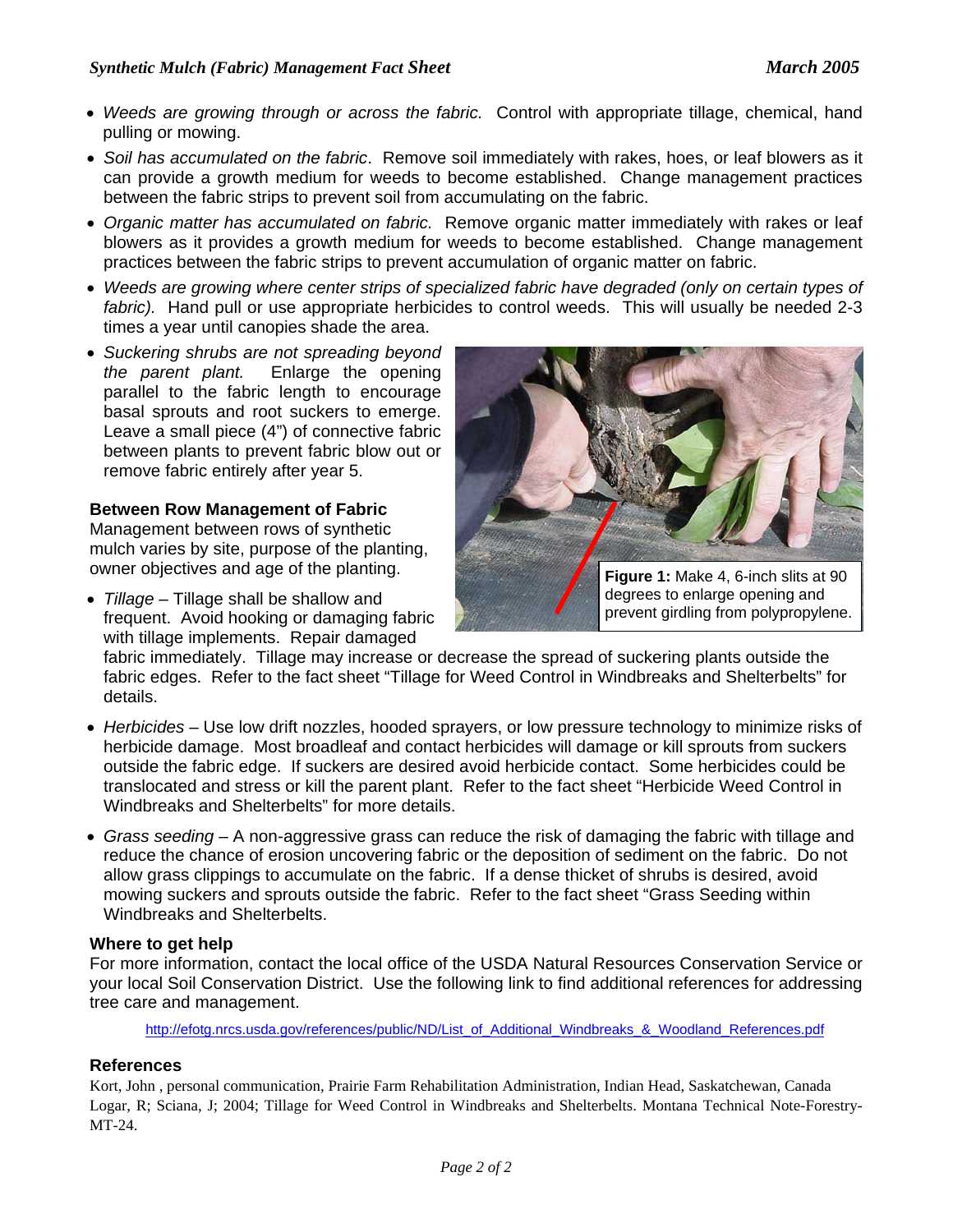- *Weeds are growing through or across the fabric.* Control with appropriate tillage, chemical, hand pulling or mowing.
- *Soil has accumulated on the fabric*. Remove soil immediately with rakes, hoes, or leaf blowers as it can provide a growth medium for weeds to become established. Change management practices between the fabric strips to prevent soil from accumulating on the fabric.
- *Organic matter has accumulated on fabric.* Remove organic matter immediately with rakes or leaf blowers as it provides a growth medium for weeds to become established. Change management practices between the fabric strips to prevent accumulation of organic matter on fabric.
- *Weeds are growing where center strips of specialized fabric have degraded (only on certain types of fabric).* Hand pull or use appropriate herbicides to control weeds. This will usually be needed 2-3 times a year until canopies shade the area.
- *Suckering shrubs are not spreading beyond the parent plant.* Enlarge the opening parallel to the fabric length to encourage basal sprouts and root suckers to emerge. Leave a small piece (4") of connective fabric between plants to prevent fabric blow out or remove fabric entirely after year 5.

**Figure 1:** Make 4, 6-inch slits at 90 degrees to enlarge opening and prevent girdling from polypropylene.

**Between Row Management of Fabric**

Management between rows of synthetic mulch varies by site, purpose of the planting, owner objectives and age of the planting.

- *Tillage* – Tillage shall be shallow and frequent. Avoid hooking or damaging fabric with tillage implements. Repair damaged fabric immediately. Tillage may increase or decrease the spread of suckering plants outside the fabric edges. Refer to the fact sheet "Tillage for Weed Control in Windbreaks and Shelterbelts" for details.
- *Herbicides* – Use low drift nozzles, hooded sprayers, or low pressure technology to minimize risks of herbicide damage. Most broadleaf and contact herbicides will damage or kill sprouts from suckers outside the fabric edge. If suckers are desired avoid herbicide contact. Some herbicides could be translocated and stress or kill the parent plant. Refer to the fact sheet "Herbicide Weed Control in Windbreaks and Shelterbelts" for more details.
- *Grass seeding* – A non-aggressive grass can reduce the risk of damaging the fabric with tillage and reduce the chance of erosion uncovering fabric or the deposition of sediment on the fabric. Do not allow grass clippings to accumulate on the fabric. If a dense thicket of shrubs is desired, avoid mowing suckers and sprouts outside the fabric. Refer to the fact sheet "Grass Seeding within Windbreaks and Shelterbelts.

**Where to get help**

For more information, contact the local office of the USDA Natural Resources Conservation Service or your local Soil Conservation District. Use the following link to find additional references for addressing tree care and management.

http://efotg.nrcs.usda.gov/references/public/ND/List_of_Additional_Windbreaks_&_Woodland_References.pdf

**References**

Kort, John , personal communication, Prairie Farm Rehabilitation Administration, Indian Head, Saskatchewan, Canada

Logar, R; Sciana, J; 2004; Tillage for Weed Control in Windbreaks and Shelterbelts. Montana Technical Note-Forestry-MT-24.